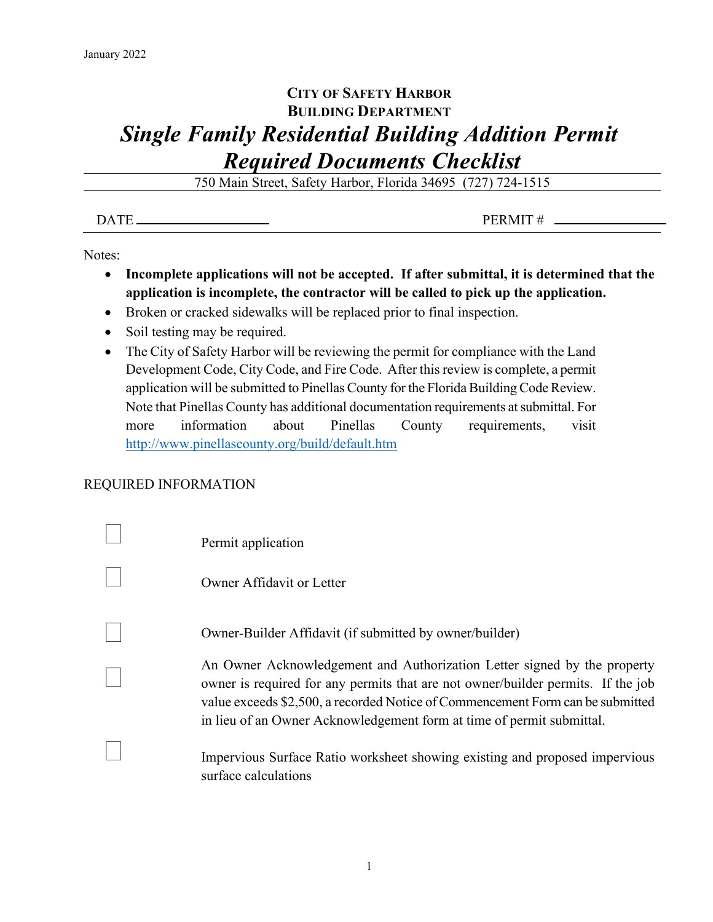January 2022

**City of Safety Harbor**
**Building Department**

# *Single Family Residential Building Addition Permit Required Documents Checklist*

750 Main Street, Safety Harbor, Florida 34695 (727) 724-1515

DATE ____________________ PERMIT # ________________

Notes:

- **Incomplete applications will not be accepted. If after submittal, it is determined that the application is incomplete, the contractor will be called to pick up the application.**
- Broken or cracked sidewalks will be replaced prior to final inspection.
- Soil testing may be required.
- The City of Safety Harbor will be reviewing the permit for compliance with the Land Development Code, City Code, and Fire Code. After this review is complete, a permit application will be submitted to Pinellas County for the Florida Building Code Review. Note that Pinellas County has additional documentation requirements at submittal. For more information about Pinellas County requirements, visit http://www.pinellascounty.org/build/default.htm

REQUIRED INFORMATION

- ☐ Permit application
- ☐ Owner Affidavit or Letter
- ☐ Owner-Builder Affidavit (if submitted by owner/builder)
- ☐ An Owner Acknowledgement and Authorization Letter signed by the property owner is required for any permits that are not owner/builder permits. If the job value exceeds $2,500, a recorded Notice of Commencement Form can be submitted in lieu of an Owner Acknowledgement form at time of permit submittal.
- ☐ Impervious Surface Ratio worksheet showing existing and proposed impervious surface calculations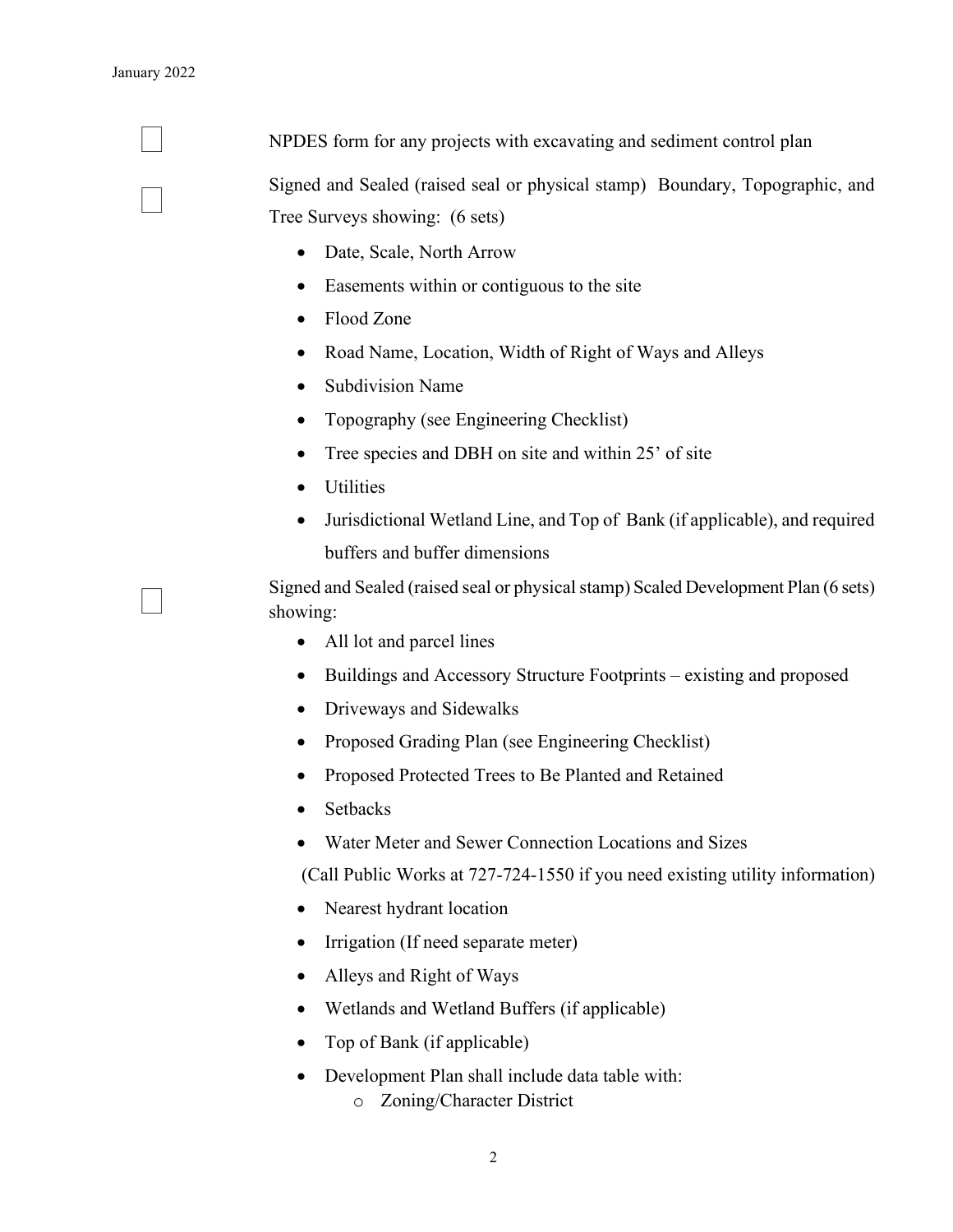- [ ] NPDES form for any projects with excavating and sediment control plan
- [ ] Signed and Sealed (raised seal or physical stamp) Boundary, Topographic, and Tree Surveys showing: (6 sets)
  - Date, Scale, North Arrow
  - Easements within or contiguous to the site
  - Flood Zone
  - Road Name, Location, Width of Right of Ways and Alleys
  - Subdivision Name
  - Topography (see Engineering Checklist)
  - Tree species and DBH on site and within 25' of site
  - Utilities
  - Jurisdictional Wetland Line, and Top of Bank (if applicable), and required buffers and buffer dimensions
- [ ] Signed and Sealed (raised seal or physical stamp) Scaled Development Plan (6 sets) showing:
  - All lot and parcel lines
  - Buildings and Accessory Structure Footprints – existing and proposed
  - Driveways and Sidewalks
  - Proposed Grading Plan (see Engineering Checklist)
  - Proposed Protected Trees to Be Planted and Retained
  - Setbacks
  - Water Meter and Sewer Connection Locations and Sizes

    (Call Public Works at 727-724-1550 if you need existing utility information)
  - Nearest hydrant location
  - Irrigation (If need separate meter)
  - Alleys and Right of Ways
  - Wetlands and Wetland Buffers (if applicable)
  - Top of Bank (if applicable)
  - Development Plan shall include data table with:
    - Zoning/Character District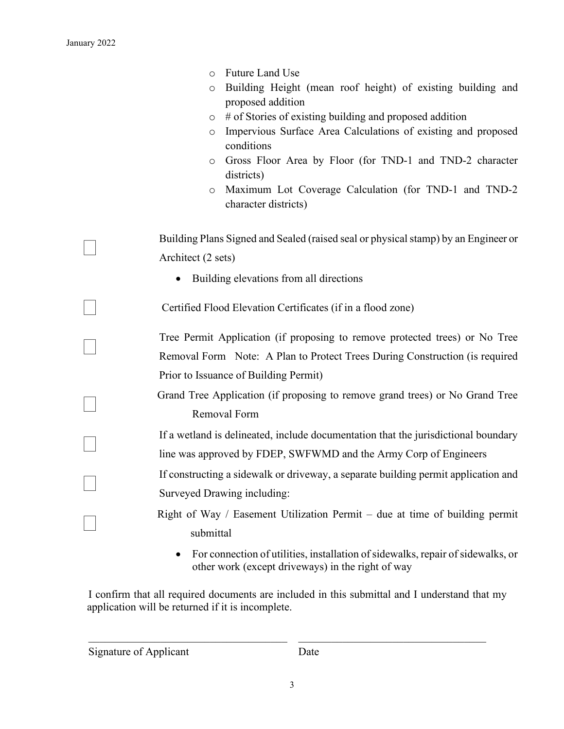- Future Land Use
- Building Height (mean roof height) of existing building and proposed addition
- # of Stories of existing building and proposed addition
- Impervious Surface Area Calculations of existing and proposed conditions
- Gross Floor Area by Floor (for TND-1 and TND-2 character districts)
- Maximum Lot Coverage Calculation (for TND-1 and TND-2 character districts)

☐ Building Plans Signed and Sealed (raised seal or physical stamp) by an Engineer or Architect (2 sets)

- Building elevations from all directions

☐ Certified Flood Elevation Certificates (if in a flood zone)

☐ Tree Permit Application (if proposing to remove protected trees) or No Tree Removal Form Note: A Plan to Protect Trees During Construction (is required Prior to Issuance of Building Permit)

☐ Grand Tree Application (if proposing to remove grand trees) or No Grand Tree Removal Form

☐ If a wetland is delineated, include documentation that the jurisdictional boundary line was approved by FDEP, SWFWMD and the Army Corp of Engineers

☐ If constructing a sidewalk or driveway, a separate building permit application and Surveyed Drawing including:

☐ Right of Way / Easement Utilization Permit – due at time of building permit submittal

- For connection of utilities, installation of sidewalks, repair of sidewalks, or other work (except driveways) in the right of way

I confirm that all required documents are included in this submittal and I understand that my application will be returned if it is incomplete.

\_\_\_\_\_\_\_\_\_\_\_\_\_\_\_\_\_\_\_\_\_\_\_\_\_\_\_\_\_\_\_\_\_\_\_\_ \_\_\_\_\_\_\_\_\_\_\_\_\_\_\_\_\_\_\_\_\_\_\_\_\_\_\_\_\_\_\_\_\_\_\_\_

Signature of Applicant Date